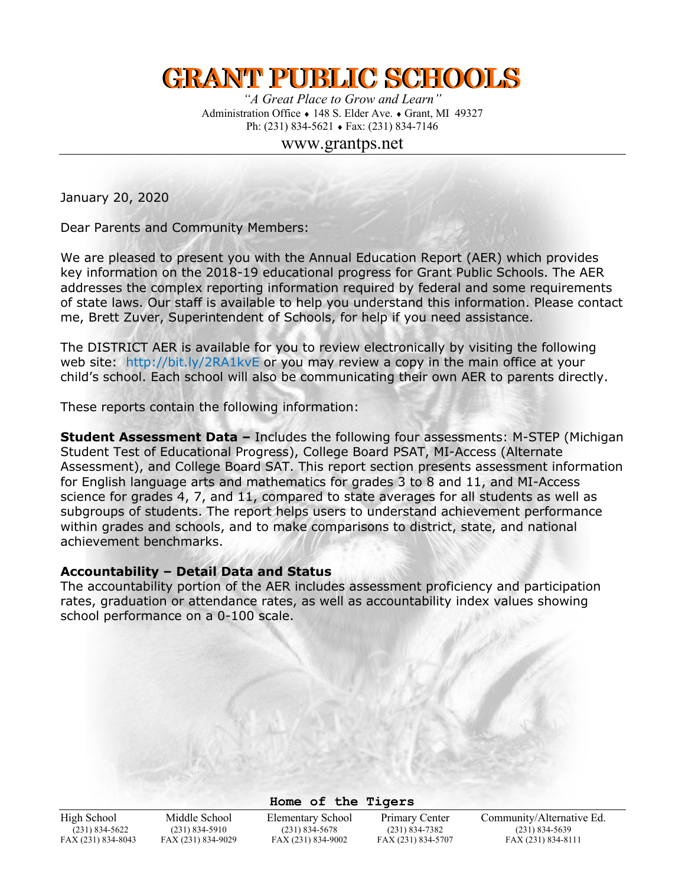# GRANT PUBLIC SCHOOLS

*"A Great Place to Grow and Learn"*
Administration Office ♦ 148 S. Elder Ave. ♦ Grant, MI 49327
Ph: (231) 834-5621 ♦ Fax: (231) 834-7146
www.grantps.net

January 20, 2020

Dear Parents and Community Members:

We are pleased to present you with the Annual Education Report (AER) which provides key information on the 2018-19 educational progress for Grant Public Schools. The AER addresses the complex reporting information required by federal and some requirements of state laws. Our staff is available to help you understand this information. Please contact me, Brett Zuver, Superintendent of Schools, for help if you need assistance.

The DISTRICT AER is available for you to review electronically by visiting the following web site: http://bit.ly/2RA1kvE or you may review a copy in the main office at your child's school. Each school will also be communicating their own AER to parents directly.

These reports contain the following information:

**Student Assessment Data –** Includes the following four assessments: M-STEP (Michigan Student Test of Educational Progress), College Board PSAT, MI-Access (Alternate Assessment), and College Board SAT. This report section presents assessment information for English language arts and mathematics for grades 3 to 8 and 11, and MI-Access science for grades 4, 7, and 11, compared to state averages for all students as well as subgroups of students. The report helps users to understand achievement performance within grades and schools, and to make comparisons to district, state, and national achievement benchmarks.

**Accountability – Detail Data and Status**
The accountability portion of the AER includes assessment proficiency and participation rates, graduation or attendance rates, as well as accountability index values showing school performance on a 0-100 scale.

**Home of the Tigers**

| High School | Middle School | Elementary School | Primary Center | Community/Alternative Ed. |
| --- | --- | --- | --- | --- |
| (231) 834-5622 | (231) 834-5910 | (231) 834-5678 | (231) 834-7382 | (231) 834-5639 |
| FAX (231) 834-8043 | FAX (231) 834-9029 | FAX (231) 834-9002 | FAX (231) 834-5707 | FAX (231) 834-8111 |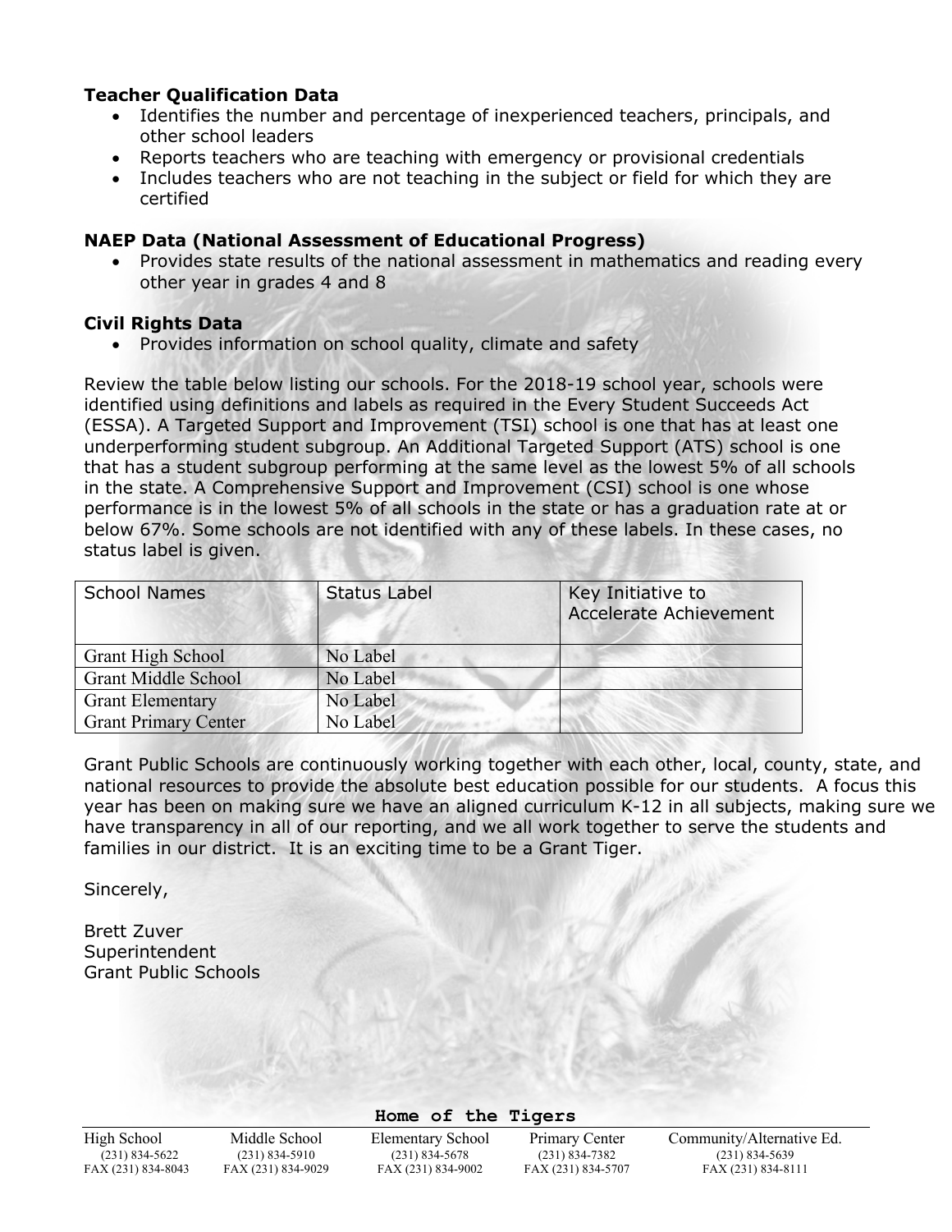**Teacher Qualification Data**

- Identifies the number and percentage of inexperienced teachers, principals, and other school leaders
- Reports teachers who are teaching with emergency or provisional credentials
- Includes teachers who are not teaching in the subject or field for which they are certified

**NAEP Data (National Assessment of Educational Progress)**

- Provides state results of the national assessment in mathematics and reading every other year in grades 4 and 8

**Civil Rights Data**

- Provides information on school quality, climate and safety

Review the table below listing our schools. For the 2018-19 school year, schools were identified using definitions and labels as required in the Every Student Succeeds Act (ESSA). A Targeted Support and Improvement (TSI) school is one that has at least one underperforming student subgroup. An Additional Targeted Support (ATS) school is one that has a student subgroup performing at the same level as the lowest 5% of all schools in the state. A Comprehensive Support and Improvement (CSI) school is one whose performance is in the lowest 5% of all schools in the state or has a graduation rate at or below 67%. Some schools are not identified with any of these labels. In these cases, no status label is given.

| School Names | Status Label | Key Initiative to Accelerate Achievement |
|---|---|---|
| Grant High School | No Label | |
| Grant Middle School | No Label | |
| Grant Elementary | No Label | |
| Grant Primary Center | No Label | |

Grant Public Schools are continuously working together with each other, local, county, state, and national resources to provide the absolute best education possible for our students. A focus this year has been on making sure we have an aligned curriculum K-12 in all subjects, making sure we have transparency in all of our reporting, and we all work together to serve the students and families in our district. It is an exciting time to be a Grant Tiger.

Sincerely,

Brett Zuver
Superintendent
Grant Public Schools

**Home of the Tigers**

High School (231) 834-5622 FAX (231) 834-8043
Middle School (231) 834-5910 FAX (231) 834-9029
Elementary School (231) 834-5678 FAX (231) 834-9002
Primary Center (231) 834-7382 FAX (231) 834-5707
Community/Alternative Ed. (231) 834-5639 FAX (231) 834-8111